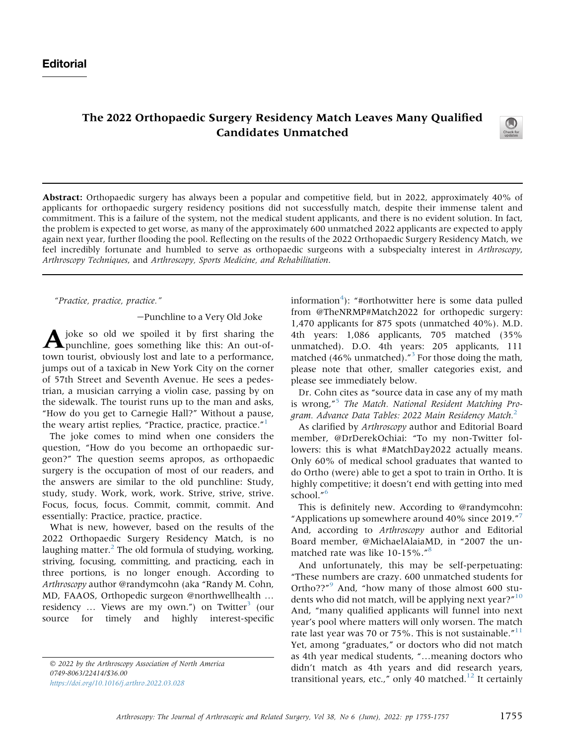**Editorial**

# The 2022 Orthopaedic Surgery Residency Match Leaves Many Qualified Candidates Unmatched

**Abstract:** Orthopaedic surgery has always been a popular and competitive field, but in 2022, approximately 40% of applicants for orthopaedic surgery residency positions did not successfully match, despite their immense talent and commitment. This is a failure of the system, not the medical student applicants, and there is no evident solution. In fact, the problem is expected to get worse, as many of the approximately 600 unmatched 2022 applicants are expected to apply again next year, further flooding the pool. Reflecting on the results of the 2022 Orthopaedic Surgery Residency Match, we feel incredibly fortunate and humbled to serve as orthopaedic surgeons with a subspecialty interest in *Arthroscopy*, *Arthroscopy Techniques*, and *Arthroscopy, Sports Medicine, and Rehabilitation*.

*"Practice, practice, practice."*

—Punchline to a Very Old Joke

A joke so old we spoiled it by first sharing the punchline, goes something like this: An out-of-town tourist, obviously lost and late to a performance, jumps out of a taxicab in New York City on the corner of 57th Street and Seventh Avenue. He sees a pedestrian, a musician carrying a violin case, passing by on the sidewalk. The tourist runs up to the man and asks, "How do you get to Carnegie Hall?" Without a pause, the weary artist replies, "Practice, practice, practice."[1]

The joke comes to mind when one considers the question, "How do you become an orthopaedic surgeon?" The question seems apropos, as orthopaedic surgery is the occupation of most of our readers, and the answers are similar to the old punchline: Study, study, study. Work, work, work. Strive, strive, strive. Focus, focus, focus. Commit, commit, commit. And essentially: Practice, practice, practice.

What is new, however, based on the results of the 2022 Orthopaedic Surgery Residency Match, is no laughing matter.[2] The old formula of studying, working, striving, focusing, committing, and practicing, each in three portions, is no longer enough. According to *Arthroscopy* author @randymcohn (aka "Randy M. Cohn, MD, FAAOS, Orthopedic surgeon @northwellhealth … residency … Views are my own.") on Twitter[3] (our source for timely and highly interest-specific information[4]): "#orthotwitter here is some data pulled from @TheNRMP#Match2022 for orthopedic surgery: 1,470 applicants for 875 spots (unmatched 40%). M.D. 4th years: 1,086 applicants, 705 matched (35% unmatched). D.O. 4th years: 205 applicants, 111 matched (46% unmatched)."[3] For those doing the math, please note that other, smaller categories exist, and please see immediately below.

Dr. Cohn cites as "source data in case any of my math is wrong,"[5] *The Match. National Resident Matching Program. Advance Data Tables: 2022 Main Residency Match.*[2]

As clarified by *Arthroscopy* author and Editorial Board member, @DrDerekOchiai: "To my non-Twitter followers: this is what #MatchDay2022 actually means. Only 60% of medical school graduates that wanted to do Ortho (were) able to get a spot to train in Ortho. It is highly competitive; it doesn't end with getting into med school."[6]

This is definitely new. According to @randymcohn: "Applications up somewhere around 40% since 2019."[7] And, according to *Arthroscopy* author and Editorial Board member, @MichaelAlaiaMD, in "2007 the unmatched rate was like 10-15%."[8]

And unfortunately, this may be self-perpetuating: "These numbers are crazy. 600 unmatched students for Ortho??"[9] And, "how many of those almost 600 students who did not match, will be applying next year?"[10] And, "many qualified applicants will funnel into next year's pool where matters will only worsen. The match rate last year was 70 or 75%. This is not sustainable."[11] Yet, among "graduates," or doctors who did not match as 4th year medical students, "…meaning doctors who didn't match as 4th years and did research years, transitional years, etc.," only 40 matched.[12] It certainly

© 2022 by the Arthroscopy Association of North America
0749-8063/22414/$36.00
https://doi.org/10.1016/j.arthro.2022.03.028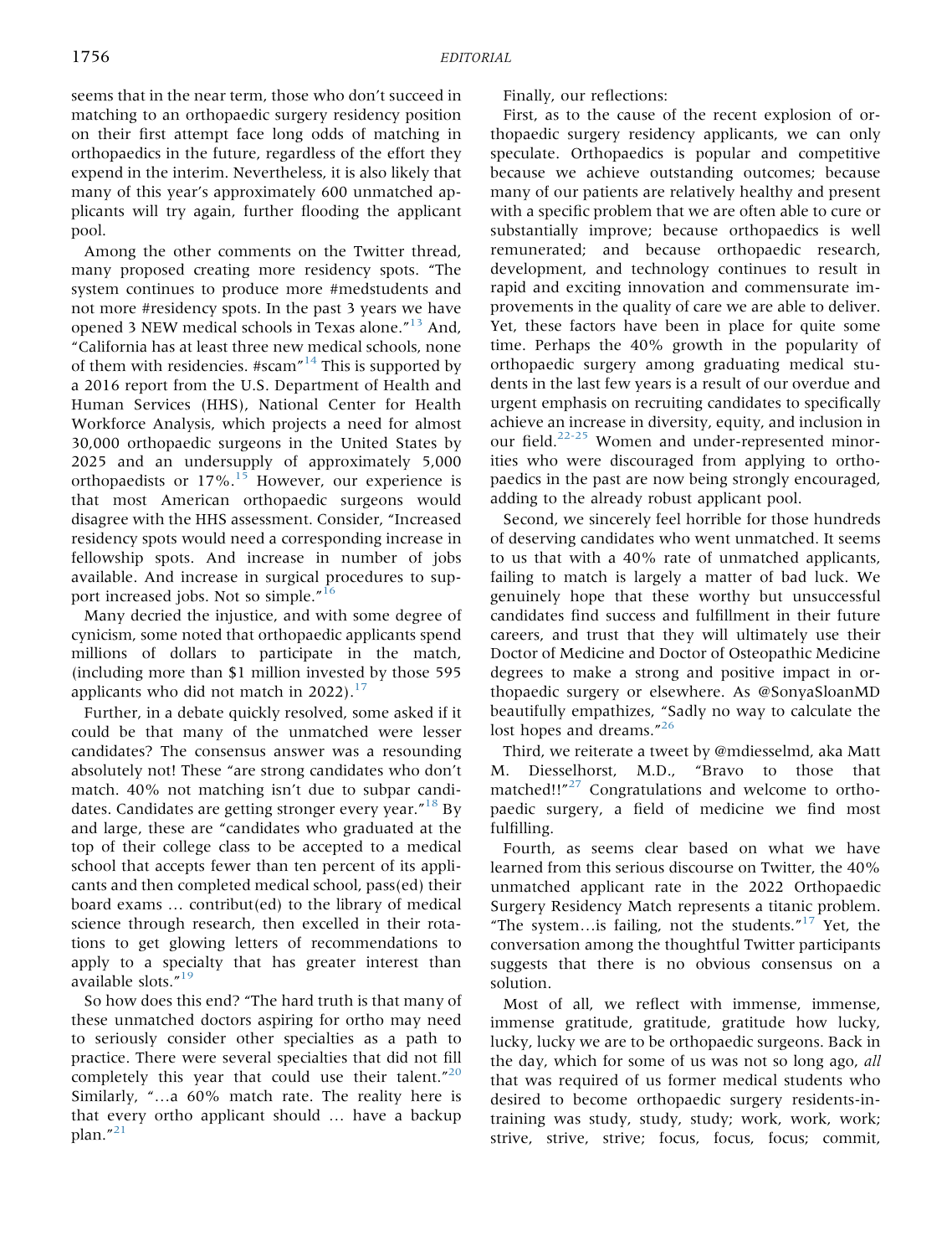seems that in the near term, those who don't succeed in matching to an orthopaedic surgery residency position on their first attempt face long odds of matching in orthopaedics in the future, regardless of the effort they expend in the interim. Nevertheless, it is also likely that many of this year's approximately 600 unmatched applicants will try again, further flooding the applicant pool.

Among the other comments on the Twitter thread, many proposed creating more residency spots. "The system continues to produce more #medstudents and not more #residency spots. In the past 3 years we have opened 3 NEW medical schools in Texas alone."[13] And, "California has at least three new medical schools, none of them with residencies. #scam"[14] This is supported by a 2016 report from the U.S. Department of Health and Human Services (HHS), National Center for Health Workforce Analysis, which projects a need for almost 30,000 orthopaedic surgeons in the United States by 2025 and an undersupply of approximately 5,000 orthopaedists or 17%.[15] However, our experience is that most American orthopaedic surgeons would disagree with the HHS assessment. Consider, "Increased residency spots would need a corresponding increase in fellowship spots. And increase in number of jobs available. And increase in surgical procedures to support increased jobs. Not so simple."[16]

Many decried the injustice, and with some degree of cynicism, some noted that orthopaedic applicants spend millions of dollars to participate in the match, (including more than $1 million invested by those 595 applicants who did not match in 2022).[17]

Further, in a debate quickly resolved, some asked if it could be that many of the unmatched were lesser candidates? The consensus answer was a resounding absolutely not! These "are strong candidates who don't match. 40% not matching isn't due to subpar candidates. Candidates are getting stronger every year."[18] By and large, these are "candidates who graduated at the top of their college class to be accepted to a medical school that accepts fewer than ten percent of its applicants and then completed medical school, pass(ed) their board exams … contribut(ed) to the library of medical science through research, then excelled in their rotations to get glowing letters of recommendations to apply to a specialty that has greater interest than available slots."[19]

So how does this end? "The hard truth is that many of these unmatched doctors aspiring for ortho may need to seriously consider other specialties as a path to practice. There were several specialties that did not fill completely this year that could use their talent."[20] Similarly, "…a 60% match rate. The reality here is that every ortho applicant should … have a backup plan."[21]

Finally, our reflections:

First, as to the cause of the recent explosion of orthopaedic surgery residency applicants, we can only speculate. Orthopaedics is popular and competitive because we achieve outstanding outcomes; because many of our patients are relatively healthy and present with a specific problem that we are often able to cure or substantially improve; because orthopaedics is well remunerated; and because orthopaedic research, development, and technology continues to result in rapid and exciting innovation and commensurate improvements in the quality of care we are able to deliver. Yet, these factors have been in place for quite some time. Perhaps the 40% growth in the popularity of orthopaedic surgery among graduating medical students in the last few years is a result of our overdue and urgent emphasis on recruiting candidates to specifically achieve an increase in diversity, equity, and inclusion in our field.[22-25] Women and under-represented minorities who were discouraged from applying to orthopaedics in the past are now being strongly encouraged, adding to the already robust applicant pool.

Second, we sincerely feel horrible for those hundreds of deserving candidates who went unmatched. It seems to us that with a 40% rate of unmatched applicants, failing to match is largely a matter of bad luck. We genuinely hope that these worthy but unsuccessful candidates find success and fulfillment in their future careers, and trust that they will ultimately use their Doctor of Medicine and Doctor of Osteopathic Medicine degrees to make a strong and positive impact in orthopaedic surgery or elsewhere. As @SonyaSloanMD beautifully empathizes, "Sadly no way to calculate the lost hopes and dreams."[26]

Third, we reiterate a tweet by @mdiesselmd, aka Matt M. Diesselhorst, M.D., "Bravo to those that matched!!"[27] Congratulations and welcome to orthopaedic surgery, a field of medicine we find most fulfilling.

Fourth, as seems clear based on what we have learned from this serious discourse on Twitter, the 40% unmatched applicant rate in the 2022 Orthopaedic Surgery Residency Match represents a titanic problem. "The system…is failing, not the students."[17] Yet, the conversation among the thoughtful Twitter participants suggests that there is no obvious consensus on a solution.

Most of all, we reflect with immense, immense, immense gratitude, gratitude, gratitude how lucky, lucky, lucky we are to be orthopaedic surgeons. Back in the day, which for some of us was not so long ago, *all* that was required of us former medical students who desired to become orthopaedic surgery residents-in-training was study, study, study; work, work, work; strive, strive, strive; focus, focus, focus; commit,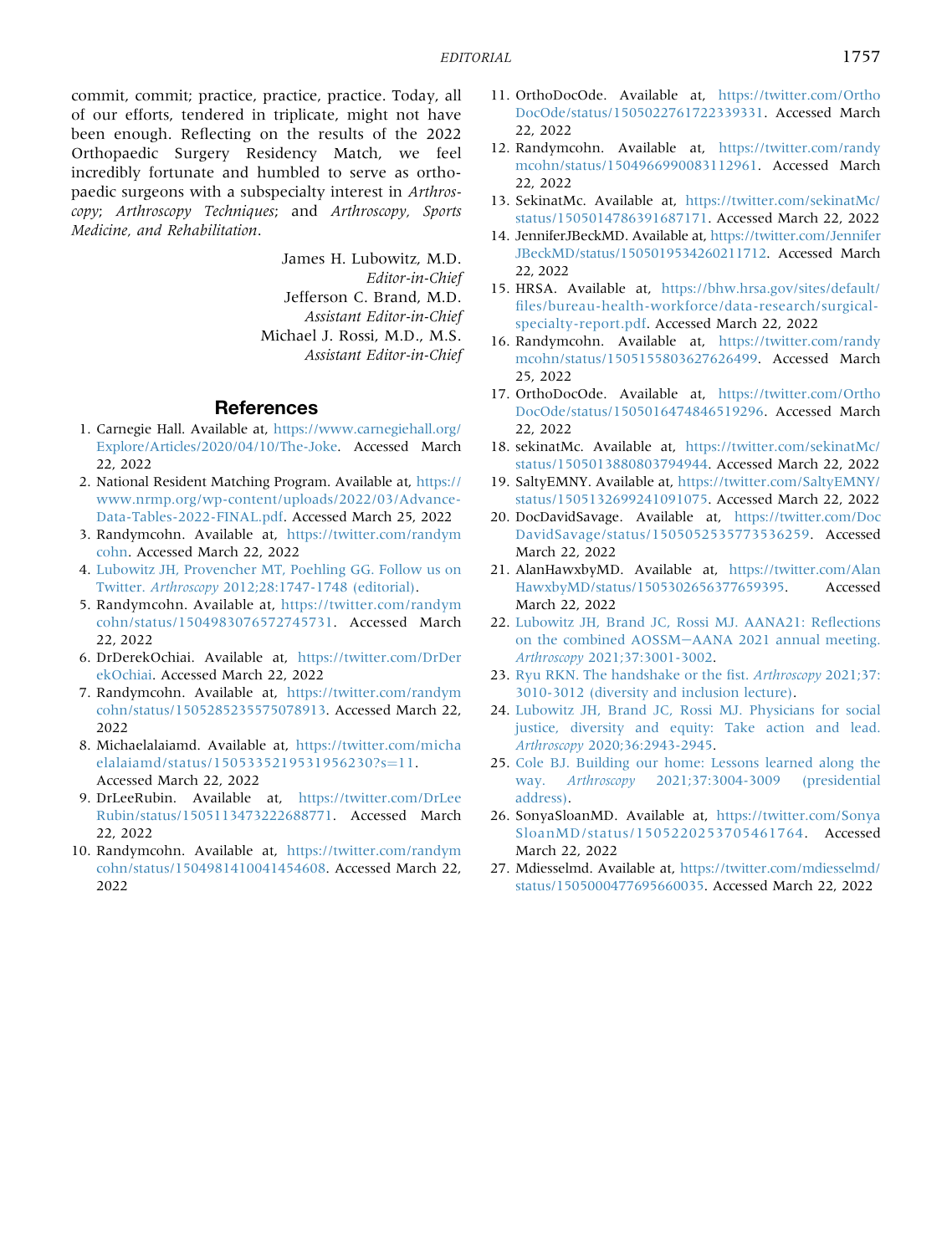commit, commit; practice, practice, practice. Today, all of our efforts, tendered in triplicate, might not have been enough. Reflecting on the results of the 2022 Orthopaedic Surgery Residency Match, we feel incredibly fortunate and humbled to serve as orthopaedic surgeons with a subspecialty interest in *Arthroscopy*; *Arthroscopy Techniques*; and *Arthroscopy, Sports Medicine, and Rehabilitation*.

James H. Lubowitz, M.D.
*Editor-in-Chief*
Jefferson C. Brand, M.D.
*Assistant Editor-in-Chief*
Michael J. Rossi, M.D., M.S.
*Assistant Editor-in-Chief*

## References

1. Carnegie Hall. Available at, https://www.carnegiehall.org/Explore/Articles/2020/04/10/The-Joke. Accessed March 22, 2022
2. National Resident Matching Program. Available at, https://www.nrmp.org/wp-content/uploads/2022/03/Advance-Data-Tables-2022-FINAL.pdf. Accessed March 25, 2022
3. Randymcohn. Available at, https://twitter.com/randymcohn. Accessed March 22, 2022
4. Lubowitz JH, Provencher MT, Poehling GG. Follow us on Twitter. *Arthroscopy* 2012;28:1747-1748 (editorial).
5. Randymcohn. Available at, https://twitter.com/randymcohn/status/1504983076572745731. Accessed March 22, 2022
6. DrDerekOchiai. Available at, https://twitter.com/DrDerekOchiai. Accessed March 22, 2022
7. Randymcohn. Available at, https://twitter.com/randymcohn/status/1505285235575078913. Accessed March 22, 2022
8. Michaelalaiamd. Available at, https://twitter.com/michaelalaiamd/status/1505335219531956230?s=11. Accessed March 22, 2022
9. DrLeeRubin. Available at, https://twitter.com/DrLeeRubin/status/1505113473222688771. Accessed March 22, 2022
10. Randymcohn. Available at, https://twitter.com/randymcohn/status/1504981410041454608. Accessed March 22, 2022
11. OrthoDocOde. Available at, https://twitter.com/OrthoDocOde/status/1505022761722339331. Accessed March 22, 2022
12. Randymcohn. Available at, https://twitter.com/randymcohn/status/1504966990083112961. Accessed March 22, 2022
13. SekinatMc. Available at, https://twitter.com/sekinatMc/status/1505014786391687171. Accessed March 22, 2022
14. JenniferJBeckMD. Available at, https://twitter.com/JenniferJBeckMD/status/1505019534260211712. Accessed March 22, 2022
15. HRSA. Available at, https://bhw.hrsa.gov/sites/default/files/bureau-health-workforce/data-research/surgical-specialty-report.pdf. Accessed March 22, 2022
16. Randymcohn. Available at, https://twitter.com/randymcohn/status/1505155803627626499. Accessed March 25, 2022
17. OrthoDocOde. Available at, https://twitter.com/OrthoDocOde/status/1505016474846519296. Accessed March 22, 2022
18. sekinatMc. Available at, https://twitter.com/sekinatMc/status/1505013880803794944. Accessed March 22, 2022
19. SaltyEMNY. Available at, https://twitter.com/SaltyEMNY/status/1505132699241091075. Accessed March 22, 2022
20. DocDavidSavage. Available at, https://twitter.com/DocDavidSavage/status/1505052535773536259. Accessed March 22, 2022
21. AlanHawxbyMD. Available at, https://twitter.com/AlanHawxbyMD/status/1505302656377659395. Accessed March 22, 2022
22. Lubowitz JH, Brand JC, Rossi MJ. AANA21: Reflections on the combined AOSSM—AANA 2021 annual meeting. *Arthroscopy* 2021;37:3001-3002.
23. Ryu RKN. The handshake or the fist. *Arthroscopy* 2021;37:3010-3012 (diversity and inclusion lecture).
24. Lubowitz JH, Brand JC, Rossi MJ. Physicians for social justice, diversity and equity: Take action and lead. *Arthroscopy* 2020;36:2943-2945.
25. Cole BJ. Building our home: Lessons learned along the way. *Arthroscopy* 2021;37:3004-3009 (presidential address).
26. SonyaSloanMD. Available at, https://twitter.com/SonyaSloanMD/status/1505220253705461764. Accessed March 22, 2022
27. Mdiesselmd. Available at, https://twitter.com/mdiesselmd/status/1505000477695660035. Accessed March 22, 2022